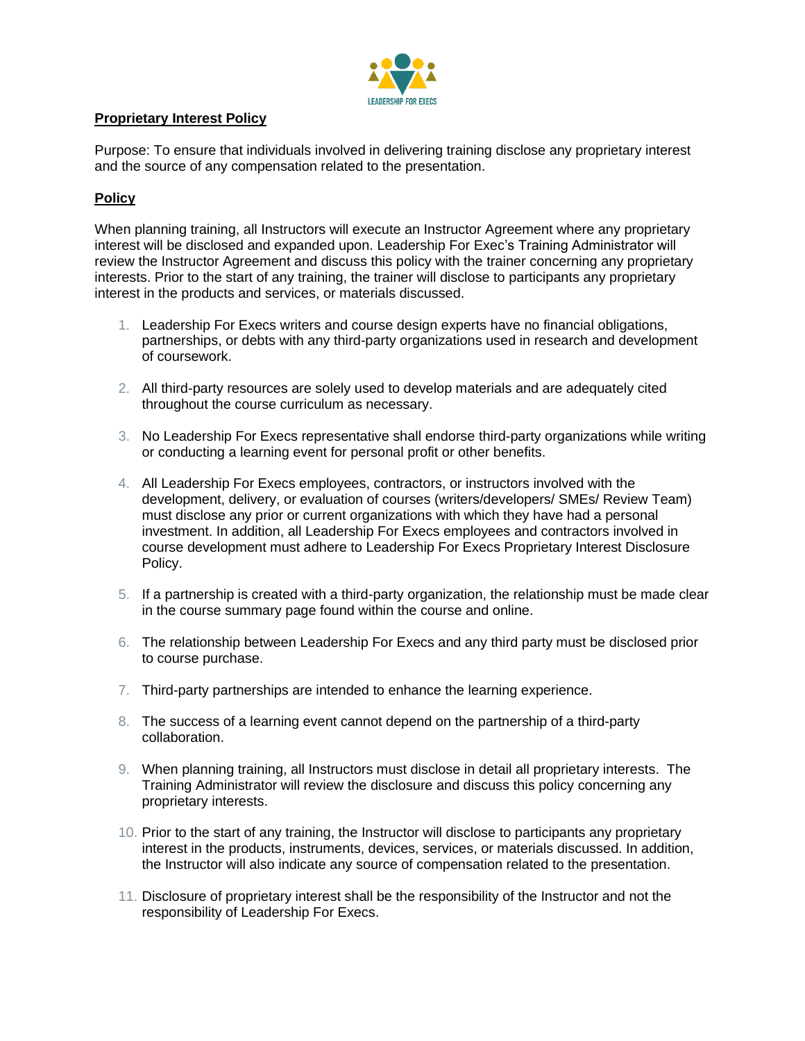LEADERSHIP FOR EXECS

**Proprietary Interest Policy**

Purpose: To ensure that individuals involved in delivering training disclose any proprietary interest and the source of any compensation related to the presentation.

**Policy**

When planning training, all Instructors will execute an Instructor Agreement where any proprietary interest will be disclosed and expanded upon. Leadership For Exec's Training Administrator will review the Instructor Agreement and discuss this policy with the trainer concerning any proprietary interests. Prior to the start of any training, the trainer will disclose to participants any proprietary interest in the products and services, or materials discussed.

1. Leadership For Execs writers and course design experts have no financial obligations, partnerships, or debts with any third-party organizations used in research and development of coursework.
2. All third-party resources are solely used to develop materials and are adequately cited throughout the course curriculum as necessary.
3. No Leadership For Execs representative shall endorse third-party organizations while writing or conducting a learning event for personal profit or other benefits.
4. All Leadership For Execs employees, contractors, or instructors involved with the development, delivery, or evaluation of courses (writers/developers/ SMEs/ Review Team) must disclose any prior or current organizations with which they have had a personal investment. In addition, all Leadership For Execs employees and contractors involved in course development must adhere to Leadership For Execs Proprietary Interest Disclosure Policy.
5. If a partnership is created with a third-party organization, the relationship must be made clear in the course summary page found within the course and online.
6. The relationship between Leadership For Execs and any third party must be disclosed prior to course purchase.
7. Third-party partnerships are intended to enhance the learning experience.
8. The success of a learning event cannot depend on the partnership of a third-party collaboration.
9. When planning training, all Instructors must disclose in detail all proprietary interests. The Training Administrator will review the disclosure and discuss this policy concerning any proprietary interests.
10. Prior to the start of any training, the Instructor will disclose to participants any proprietary interest in the products, instruments, devices, services, or materials discussed. In addition, the Instructor will also indicate any source of compensation related to the presentation.
11. Disclosure of proprietary interest shall be the responsibility of the Instructor and not the responsibility of Leadership For Execs.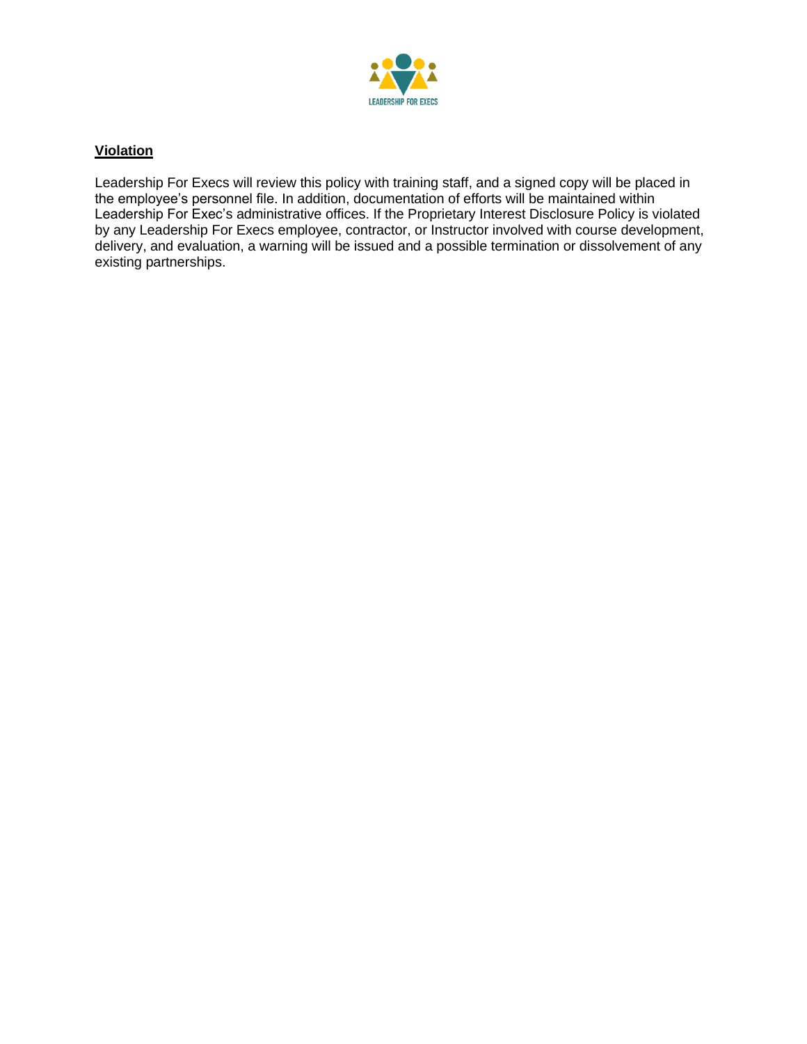**Violation**

Leadership For Execs will review this policy with training staff, and a signed copy will be placed in the employee's personnel file. In addition, documentation of efforts will be maintained within Leadership For Exec's administrative offices. If the Proprietary Interest Disclosure Policy is violated by any Leadership For Execs employee, contractor, or Instructor involved with course development, delivery, and evaluation, a warning will be issued and a possible termination or dissolvement of any existing partnerships.